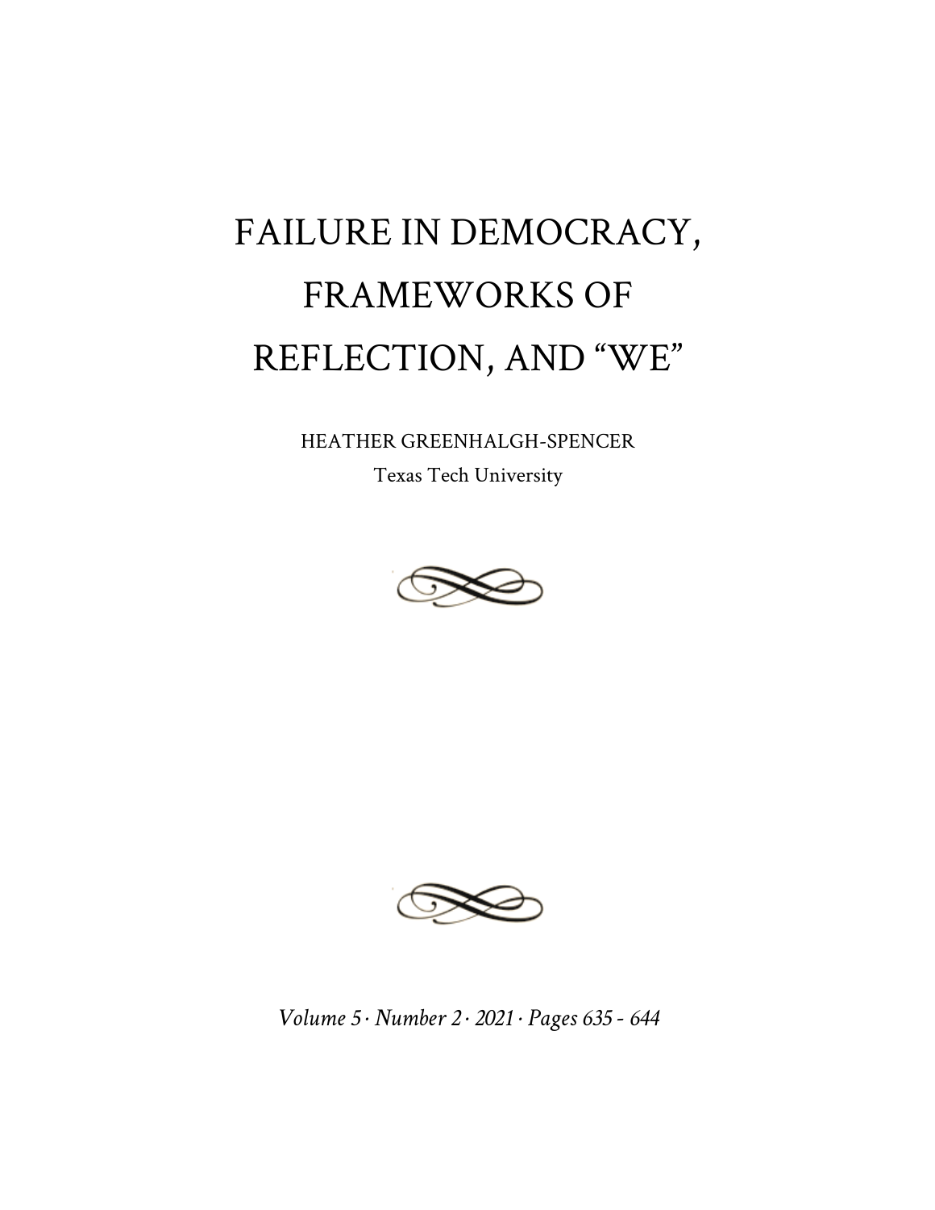# FAILURE IN DEMOCRACY, FRAMEWORKS OF REFLECTION, AND "WE"

HEATHER GREENHALGH-SPENCER

Texas Tech University

*Volume 5 · Number 2 · 2021 · Pages 635 - 644*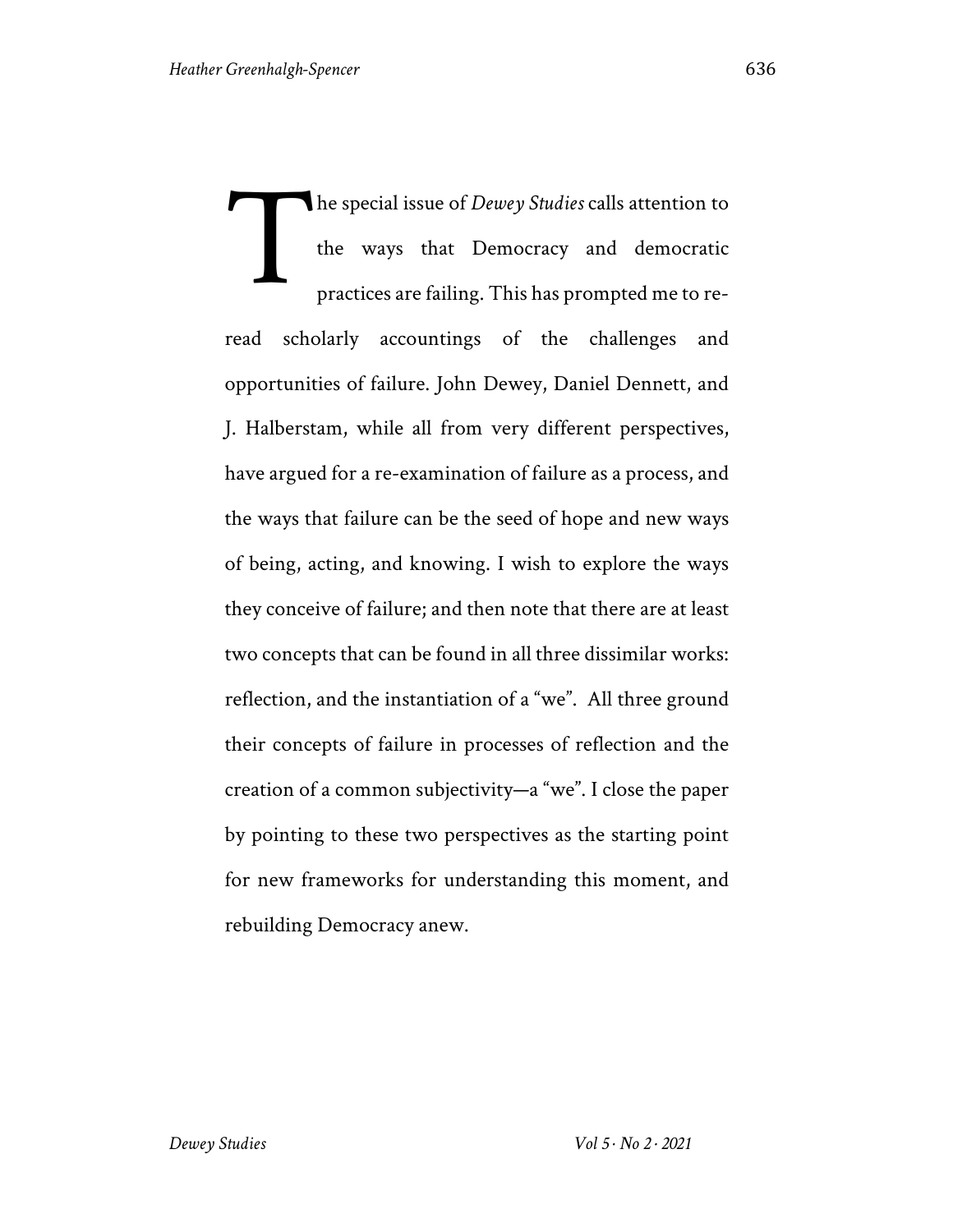The special issue of *Dewey Studies* calls attention to the ways that Democracy and democratic practices are failing. This has prompted me to re-read scholarly accountings of the challenges and opportunities of failure. John Dewey, Daniel Dennett, and J. Halberstam, while all from very different perspectives, have argued for a re-examination of failure as a process, and the ways that failure can be the seed of hope and new ways of being, acting, and knowing. I wish to explore the ways they conceive of failure; and then note that there are at least two concepts that can be found in all three dissimilar works: reflection, and the instantiation of a "we". All three ground their concepts of failure in processes of reflection and the creation of a common subjectivity—a "we". I close the paper by pointing to these two perspectives as the starting point for new frameworks for understanding this moment, and rebuilding Democracy anew.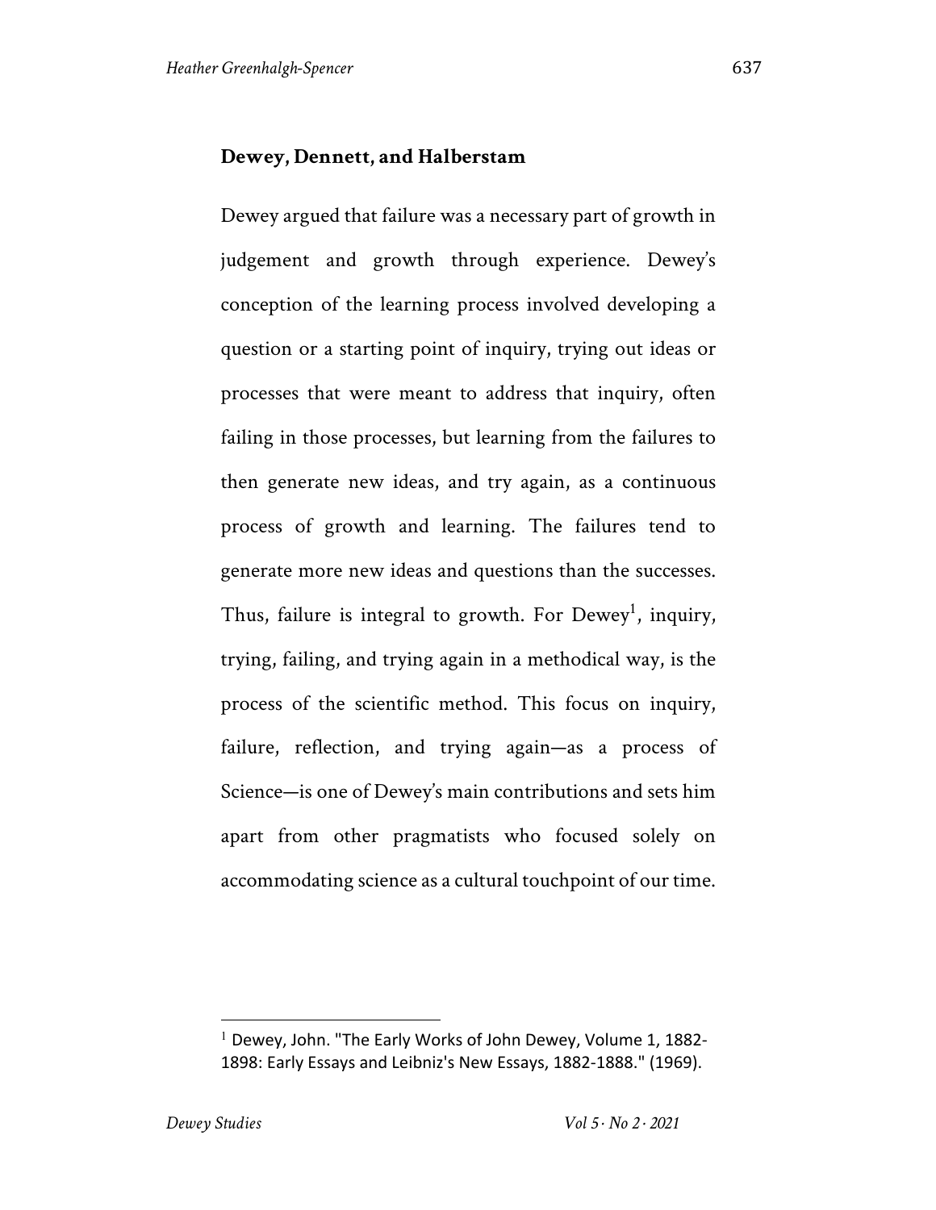**Dewey, Dennett, and Halberstam**

Dewey argued that failure was a necessary part of growth in judgement and growth through experience. Dewey's conception of the learning process involved developing a question or a starting point of inquiry, trying out ideas or processes that were meant to address that inquiry, often failing in those processes, but learning from the failures to then generate new ideas, and try again, as a continuous process of growth and learning. The failures tend to generate more new ideas and questions than the successes. Thus, failure is integral to growth. For Dewey[1], inquiry, trying, failing, and trying again in a methodical way, is the process of the scientific method. This focus on inquiry, failure, reflection, and trying again—as a process of Science—is one of Dewey's main contributions and sets him apart from other pragmatists who focused solely on accommodating science as a cultural touchpoint of our time.

---

[1] Dewey, John. "The Early Works of John Dewey, Volume 1, 1882-1898: Early Essays and Leibniz's New Essays, 1882-1888." (1969).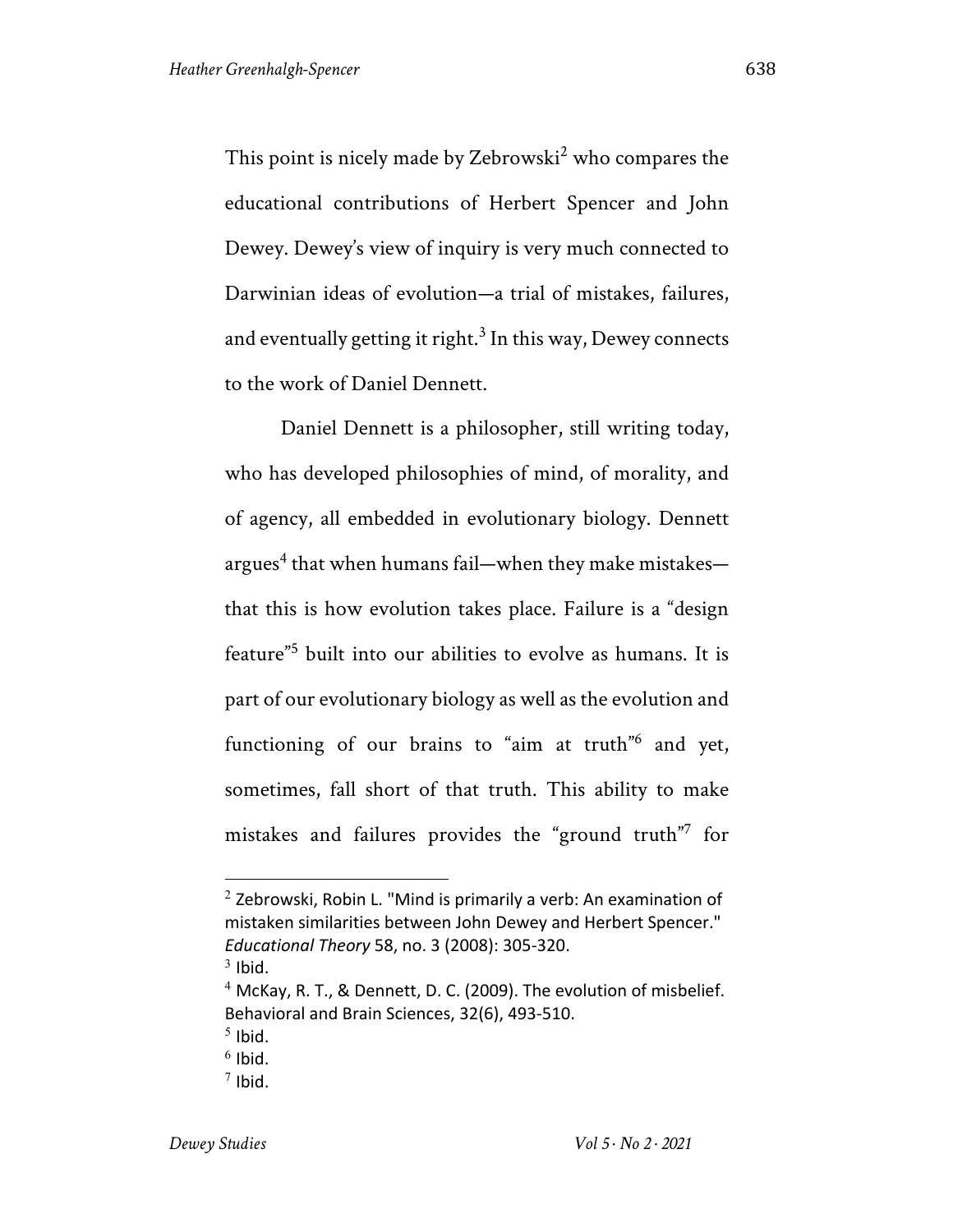This point is nicely made by Zebrowski[2] who compares the educational contributions of Herbert Spencer and John Dewey. Dewey's view of inquiry is very much connected to Darwinian ideas of evolution—a trial of mistakes, failures, and eventually getting it right.[3] In this way, Dewey connects to the work of Daniel Dennett.

Daniel Dennett is a philosopher, still writing today, who has developed philosophies of mind, of morality, and of agency, all embedded in evolutionary biology. Dennett argues[4] that when humans fail—when they make mistakes—that this is how evolution takes place. Failure is a "design feature"[5] built into our abilities to evolve as humans. It is part of our evolutionary biology as well as the evolution and functioning of our brains to "aim at truth"[6] and yet, sometimes, fall short of that truth. This ability to make mistakes and failures provides the "ground truth"[7] for

---

[2] Zebrowski, Robin L. "Mind is primarily a verb: An examination of mistaken similarities between John Dewey and Herbert Spencer." *Educational Theory* 58, no. 3 (2008): 305-320.

[3] Ibid.

[4] McKay, R. T., & Dennett, D. C. (2009). The evolution of misbelief. Behavioral and Brain Sciences, 32(6), 493-510.

[5] Ibid.

[6] Ibid.

[7] Ibid.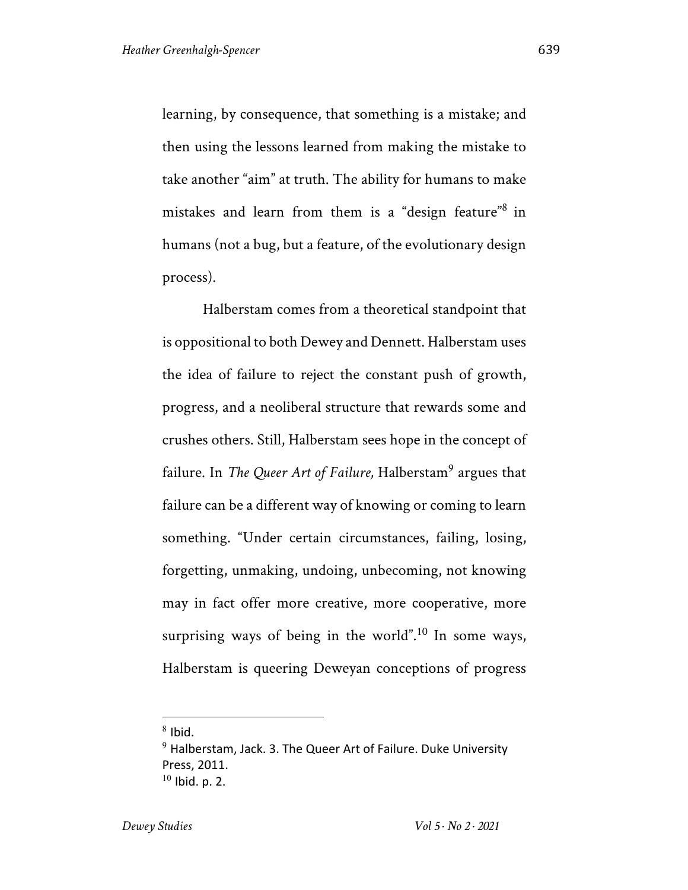learning, by consequence, that something is a mistake; and then using the lessons learned from making the mistake to take another "aim" at truth. The ability for humans to make mistakes and learn from them is a "design feature"[8] in humans (not a bug, but a feature, of the evolutionary design process).

Halberstam comes from a theoretical standpoint that is oppositional to both Dewey and Dennett. Halberstam uses the idea of failure to reject the constant push of growth, progress, and a neoliberal structure that rewards some and crushes others. Still, Halberstam sees hope in the concept of failure. In *The Queer Art of Failure,* Halberstam[9] argues that failure can be a different way of knowing or coming to learn something. "Under certain circumstances, failing, losing, forgetting, unmaking, undoing, unbecoming, not knowing may in fact offer more creative, more cooperative, more surprising ways of being in the world".[10] In some ways, Halberstam is queering Deweyan conceptions of progress

---

[8] Ibid.

[9] Halberstam, Jack. 3. The Queer Art of Failure. Duke University Press, 2011.

[10] Ibid. p. 2.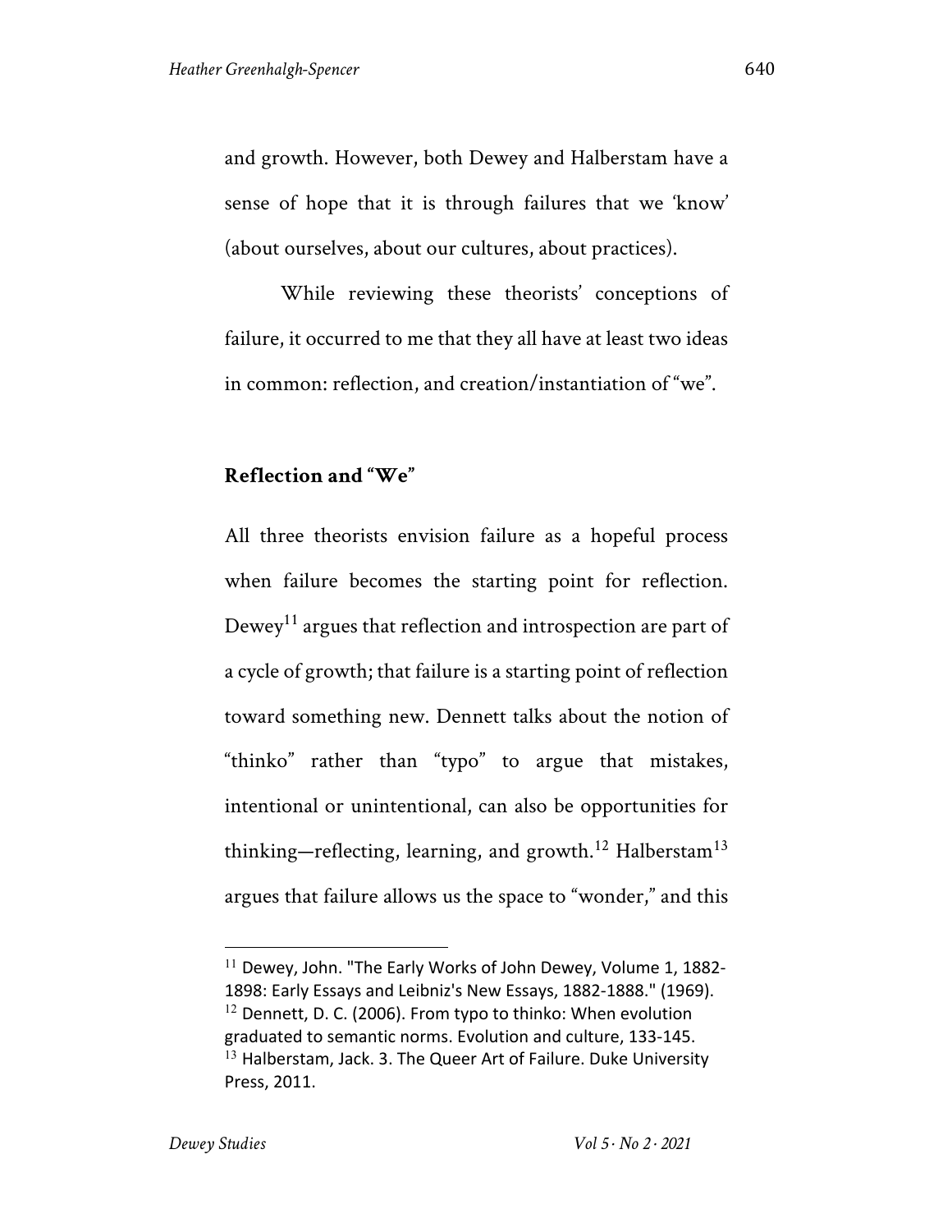and growth. However, both Dewey and Halberstam have a sense of hope that it is through failures that we 'know' (about ourselves, about our cultures, about practices).

While reviewing these theorists' conceptions of failure, it occurred to me that they all have at least two ideas in common: reflection, and creation/instantiation of "we".

## Reflection and "We"

All three theorists envision failure as a hopeful process when failure becomes the starting point for reflection. Dewey[11] argues that reflection and introspection are part of a cycle of growth; that failure is a starting point of reflection toward something new. Dennett talks about the notion of "thinko" rather than "typo" to argue that mistakes, intentional or unintentional, can also be opportunities for thinking—reflecting, learning, and growth.[12] Halberstam[13] argues that failure allows us the space to "wonder," and this

---

[11] Dewey, John. "The Early Works of John Dewey, Volume 1, 1882-1898: Early Essays and Leibniz's New Essays, 1882-1888." (1969).
[12] Dennett, D. C. (2006). From typo to thinko: When evolution graduated to semantic norms. Evolution and culture, 133-145.
[13] Halberstam, Jack. 3. The Queer Art of Failure. Duke University Press, 2011.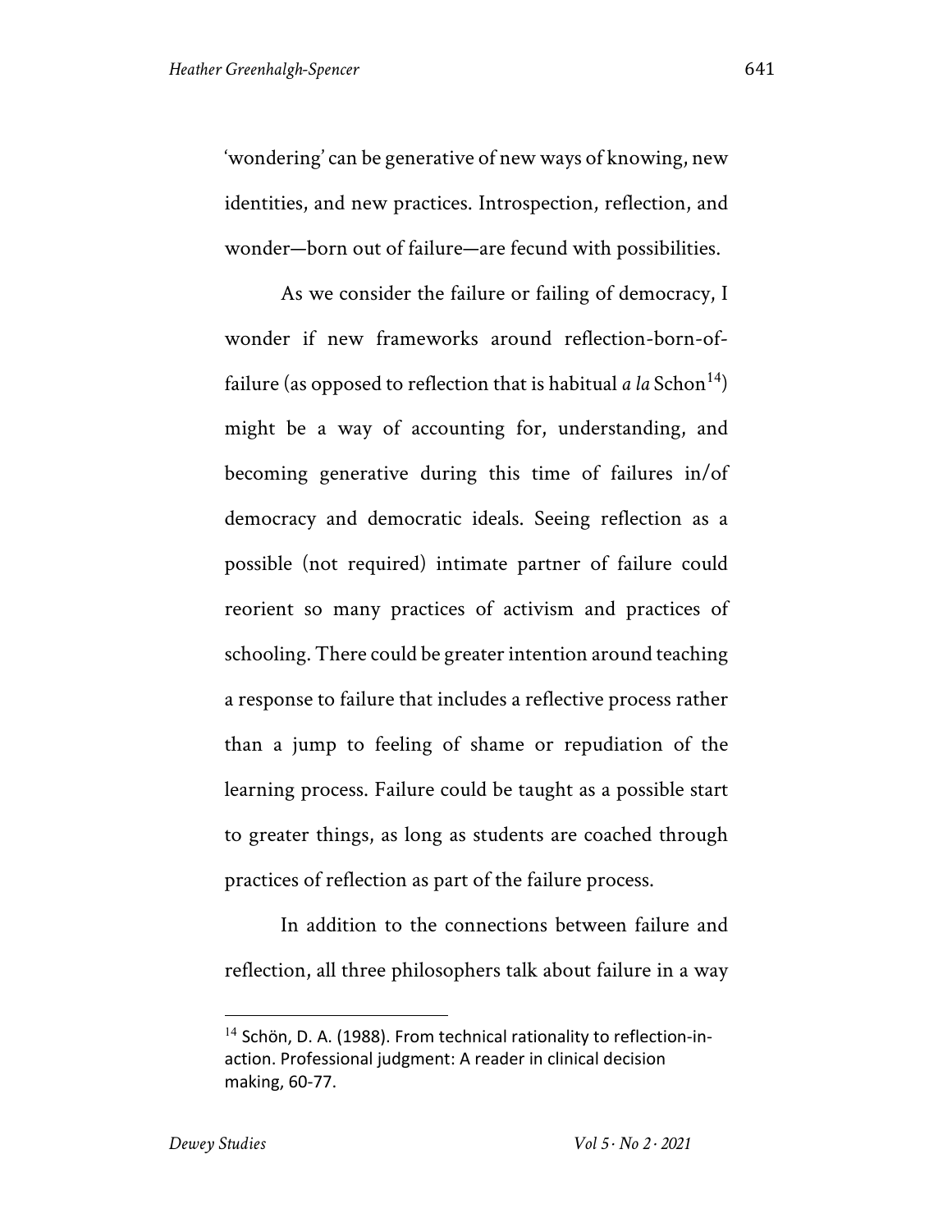'wondering' can be generative of new ways of knowing, new identities, and new practices. Introspection, reflection, and wonder—born out of failure—are fecund with possibilities.

As we consider the failure or failing of democracy, I wonder if new frameworks around reflection-born-of-failure (as opposed to reflection that is habitual *a la* Schon[14]) might be a way of accounting for, understanding, and becoming generative during this time of failures in/of democracy and democratic ideals. Seeing reflection as a possible (not required) intimate partner of failure could reorient so many practices of activism and practices of schooling. There could be greater intention around teaching a response to failure that includes a reflective process rather than a jump to feeling of shame or repudiation of the learning process. Failure could be taught as a possible start to greater things, as long as students are coached through practices of reflection as part of the failure process.

In addition to the connections between failure and reflection, all three philosophers talk about failure in a way

---

[14] Schön, D. A. (1988). From technical rationality to reflection-in-action. Professional judgment: A reader in clinical decision making, 60-77.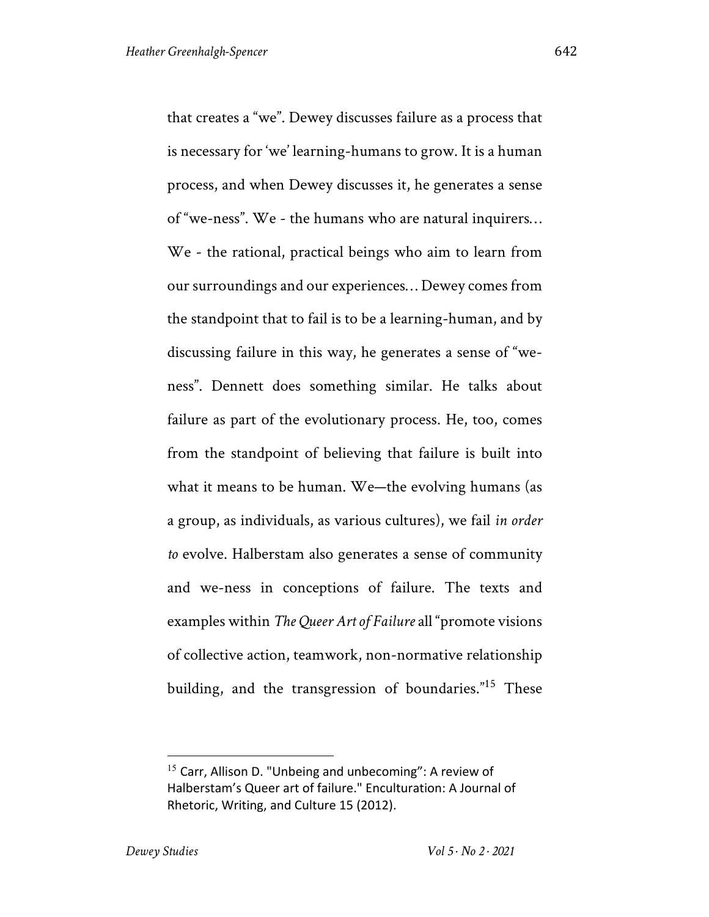that creates a "we". Dewey discusses failure as a process that is necessary for 'we' learning-humans to grow. It is a human process, and when Dewey discusses it, he generates a sense of "we-ness". We - the humans who are natural inquirers… We - the rational, practical beings who aim to learn from our surroundings and our experiences… Dewey comes from the standpoint that to fail is to be a learning-human, and by discussing failure in this way, he generates a sense of "we-ness". Dennett does something similar. He talks about failure as part of the evolutionary process. He, too, comes from the standpoint of believing that failure is built into what it means to be human. We—the evolving humans (as a group, as individuals, as various cultures), we fail *in order to* evolve. Halberstam also generates a sense of community and we-ness in conceptions of failure. The texts and examples within *The Queer Art of Failure* all "promote visions of collective action, teamwork, non-normative relationship building, and the transgression of boundaries."[15] These

---

[15] Carr, Allison D. "Unbeing and unbecoming": A review of Halberstam's Queer art of failure." Enculturation: A Journal of Rhetoric, Writing, and Culture 15 (2012).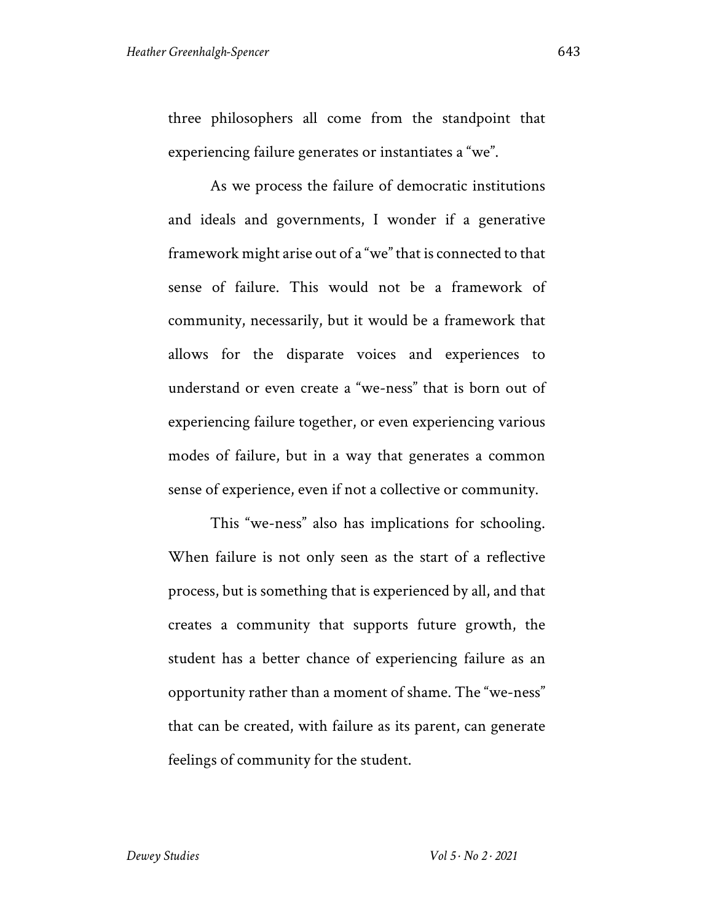three philosophers all come from the standpoint that experiencing failure generates or instantiates a "we".

As we process the failure of democratic institutions and ideals and governments, I wonder if a generative framework might arise out of a "we" that is connected to that sense of failure. This would not be a framework of community, necessarily, but it would be a framework that allows for the disparate voices and experiences to understand or even create a "we-ness" that is born out of experiencing failure together, or even experiencing various modes of failure, but in a way that generates a common sense of experience, even if not a collective or community.

This "we-ness" also has implications for schooling. When failure is not only seen as the start of a reflective process, but is something that is experienced by all, and that creates a community that supports future growth, the student has a better chance of experiencing failure as an opportunity rather than a moment of shame. The "we-ness" that can be created, with failure as its parent, can generate feelings of community for the student.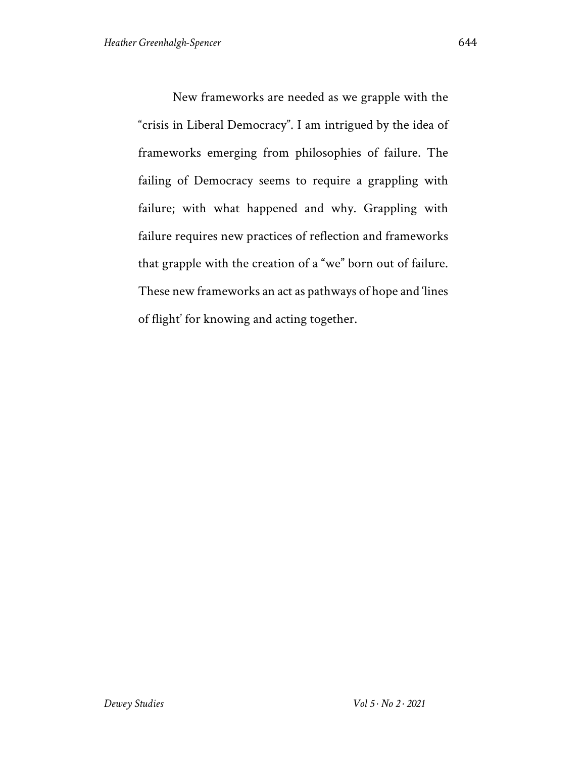New frameworks are needed as we grapple with the "crisis in Liberal Democracy". I am intrigued by the idea of frameworks emerging from philosophies of failure. The failing of Democracy seems to require a grappling with failure; with what happened and why. Grappling with failure requires new practices of reflection and frameworks that grapple with the creation of a "we" born out of failure. These new frameworks an act as pathways of hope and 'lines of flight' for knowing and acting together.